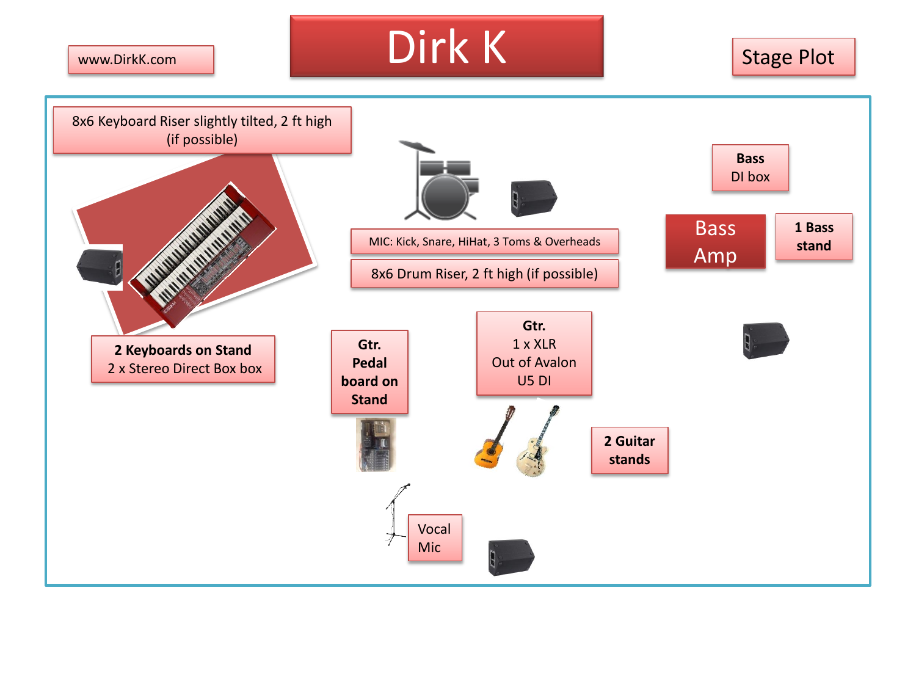www.DirkK.com

# Dirk K

## Stage Plot

8x6 Keyboard Riser slightly tilted, 2 ft high (if possible)

**2 Keyboards on Stand**
2 x Stereo Direct Box box

MIC: Kick, Snare, HiHat, 3 Toms & Overheads

8x6 Drum Riser, 2 ft high (if possible)

**Bass**
DI box

Bass Amp

**1 Bass stand**

**Gtr. Pedal board on Stand**

**Gtr.**
1 x XLR
Out of Avalon
U5 DI

**2 Guitar stands**

Vocal Mic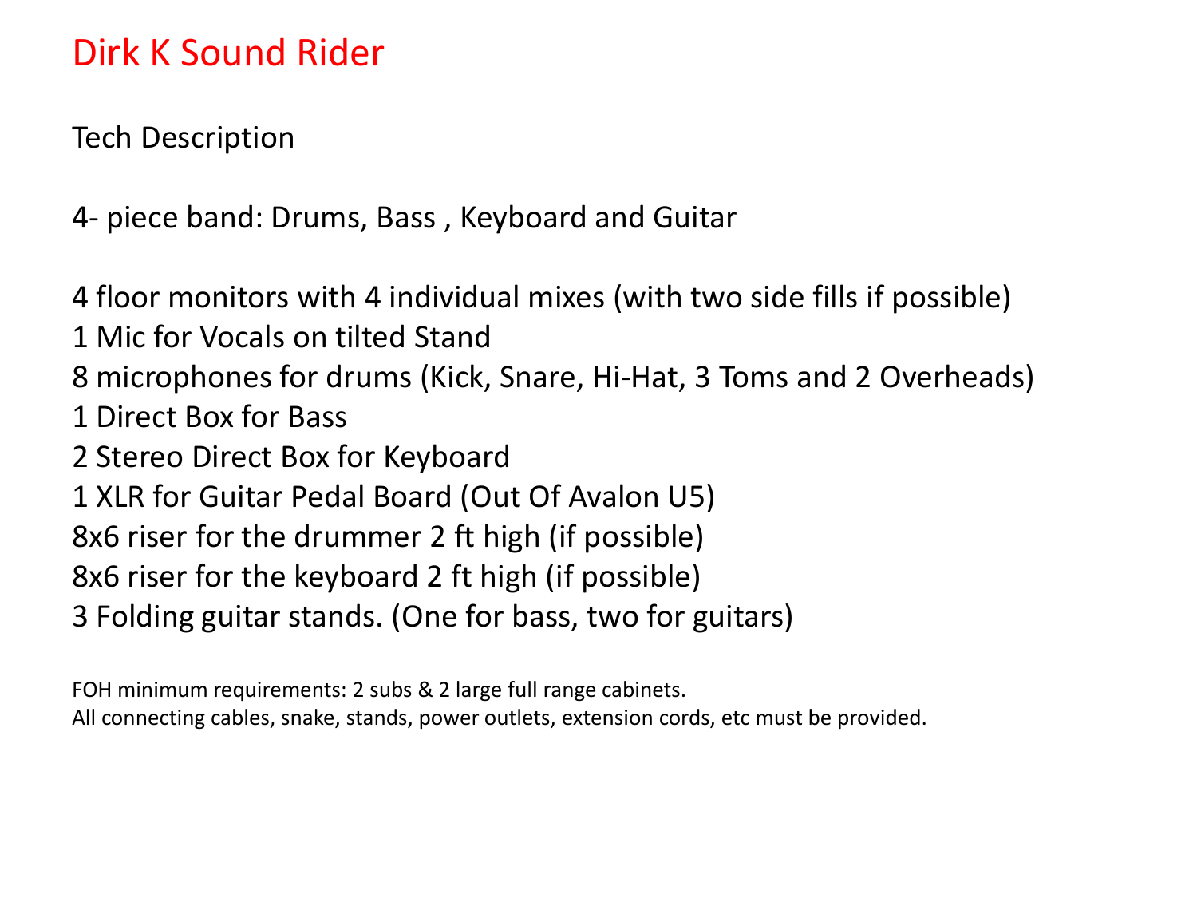# Dirk K Sound Rider

Tech Description

4- piece band: Drums, Bass , Keyboard and Guitar

4 floor monitors with 4 individual mixes (with two side fills if possible)
1 Mic for Vocals on tilted Stand
8 microphones for drums (Kick, Snare, Hi-Hat, 3 Toms and 2 Overheads)
1 Direct Box for Bass
2 Stereo Direct Box for Keyboard
1 XLR for Guitar Pedal Board (Out Of Avalon U5)
8x6 riser for the drummer 2 ft high (if possible)
8x6 riser for the keyboard 2 ft high (if possible)
3 Folding guitar stands. (One for bass, two for guitars)

FOH minimum requirements: 2 subs & 2 large full range cabinets.
All connecting cables, snake, stands, power outlets, extension cords, etc must be provided.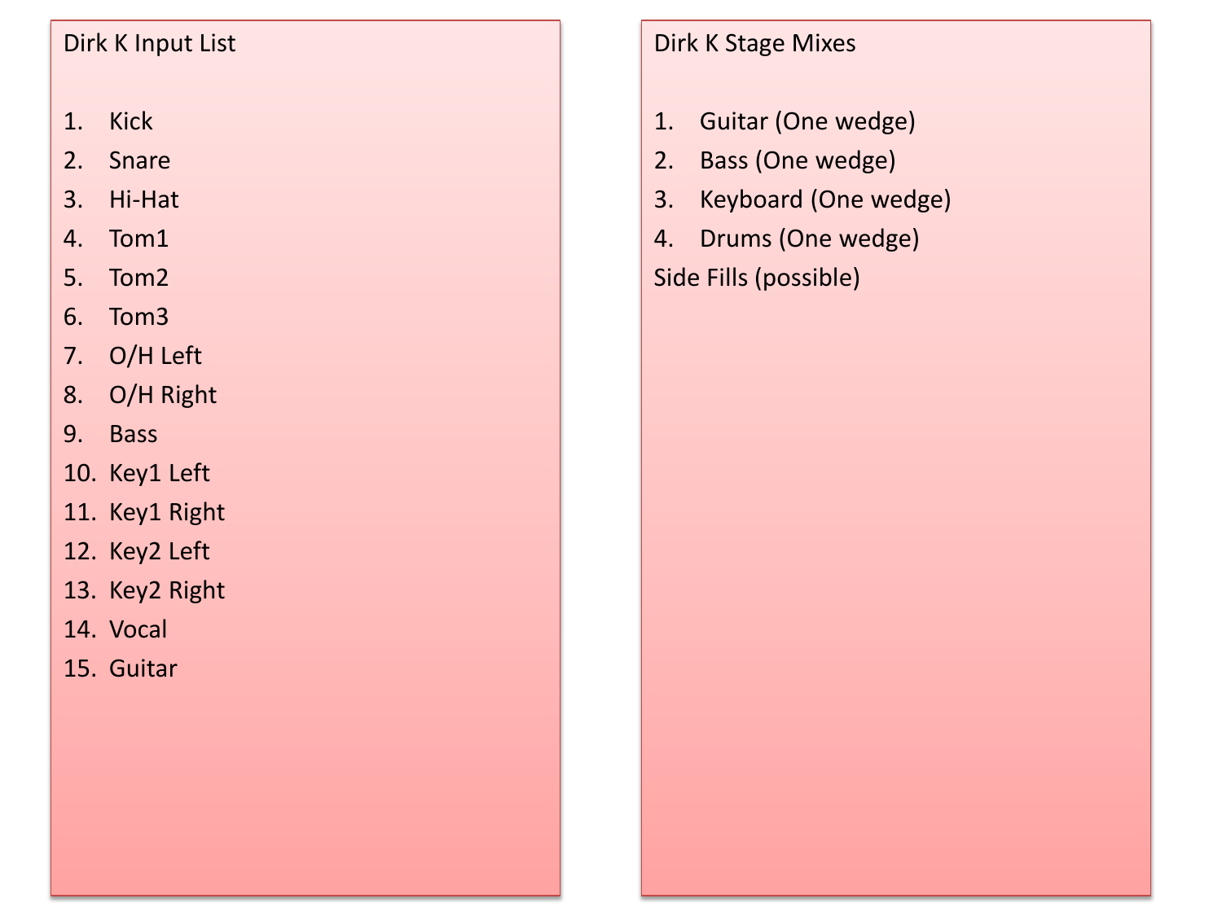## Dirk K Input List

1. Kick
2. Snare
3. Hi-Hat
4. Tom1
5. Tom2
6. Tom3
7. O/H Left
8. O/H Right
9. Bass
10. Key1 Left
11. Key1 Right
12. Key2 Left
13. Key2 Right
14. Vocal
15. Guitar

## Dirk K Stage Mixes

1. Guitar (One wedge)
2. Bass (One wedge)
3. Keyboard (One wedge)
4. Drums (One wedge)

Side Fills (possible)